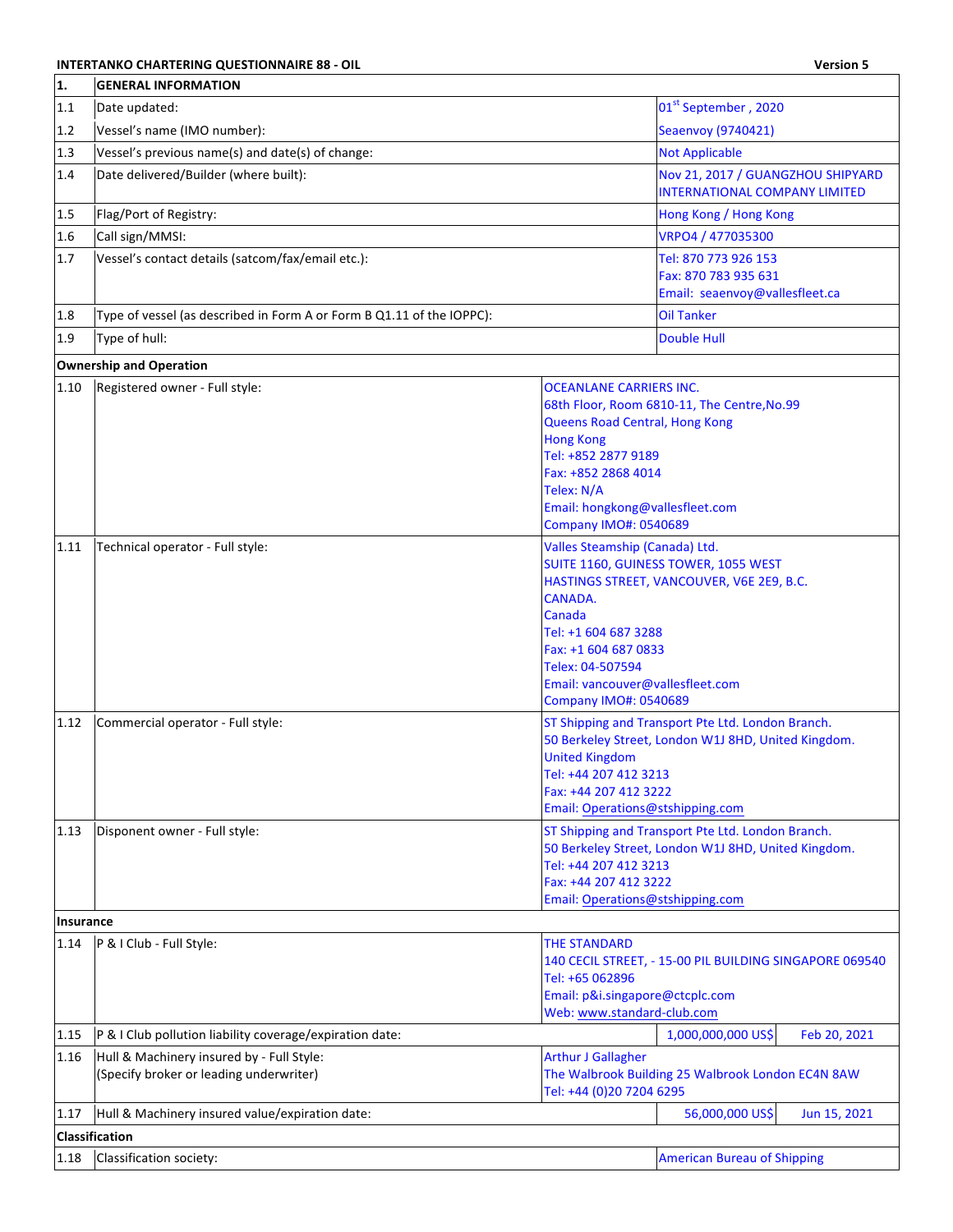**INTERTANKO CHARTERING QUESTIONNAIRE 88 - OIL** **Version 5**

| 1. | GENERAL INFORMATION | | |
|---|---|---|---|
| 1.1 | Date updated: | 01st September , 2020 | |
| 1.2 | Vessel's name (IMO number): | Seaenvoy (9740421) | |
| 1.3 | Vessel's previous name(s) and date(s) of change: | Not Applicable | |
| 1.4 | Date delivered/Builder (where built): | Nov 21, 2017 / GUANGZHOU SHIPYARD INTERNATIONAL COMPANY LIMITED | |
| 1.5 | Flag/Port of Registry: | Hong Kong / Hong Kong | |
| 1.6 | Call sign/MMSI: | VRPO4 / 477035300 | |
| 1.7 | Vessel's contact details (satcom/fax/email etc.): | Tel: 870 773 926 153<br>Fax: 870 783 935 631<br>Email: seaenvoy@vallesfleet.ca | |
| 1.8 | Type of vessel (as described in Form A or Form B Q1.11 of the IOPPC): | Oil Tanker | |
| 1.9 | Type of hull: | Double Hull | |
| **Ownership and Operation** | | | |
| 1.10 | Registered owner - Full style: | OCEANLANE CARRIERS INC.<br>68th Floor, Room 6810-11, The Centre,No.99 Queens Road Central, Hong Kong<br>Hong Kong<br>Tel: +852 2877 9189<br>Fax: +852 2868 4014<br>Telex: N/A<br>Email: hongkong@vallesfleet.com<br>Company IMO#: 0540689 | |
| 1.11 | Technical operator - Full style: | Valles Steamship (Canada) Ltd.<br>SUITE 1160, GUINESS TOWER, 1055 WEST HASTINGS STREET, VANCOUVER, V6E 2E9, B.C. CANADA.<br>Canada<br>Tel: +1 604 687 3288<br>Fax: +1 604 687 0833<br>Telex: 04-507594<br>Email: vancouver@vallesfleet.com<br>Company IMO#: 0540689 | |
| 1.12 | Commercial operator - Full style: | ST Shipping and Transport Pte Ltd. London Branch.<br>50 Berkeley Street, London W1J 8HD, United Kingdom.<br>United Kingdom<br>Tel: +44 207 412 3213<br>Fax: +44 207 412 3222<br>Email: Operations@stshipping.com | |
| 1.13 | Disponent owner - Full style: | ST Shipping and Transport Pte Ltd. London Branch.<br>50 Berkeley Street, London W1J 8HD, United Kingdom.<br>Tel: +44 207 412 3213<br>Fax: +44 207 412 3222<br>Email: Operations@stshipping.com | |
| **Insurance** | | | |
| 1.14 | P & I Club - Full Style: | THE STANDARD<br>140 CECIL STREET, - 15-00 PIL BUILDING SINGAPORE 069540<br>Tel: +65 062896<br>Email: p&i.singapore@ctcplc.com<br>Web: www.standard-club.com | |
| 1.15 | P & I Club pollution liability coverage/expiration date: | 1,000,000,000 US$ | Feb 20, 2021 |
| 1.16 | Hull & Machinery insured by - Full Style:<br>(Specify broker or leading underwriter) | Arthur J Gallagher<br>The Walbrook Building 25 Walbrook London EC4N 8AW<br>Tel: +44 (0)20 7204 6295 | |
| 1.17 | Hull & Machinery insured value/expiration date: | 56,000,000 US$ | Jun 15, 2021 |
| **Classification** | | | |
| 1.18 | Classification society: | American Bureau of Shipping | |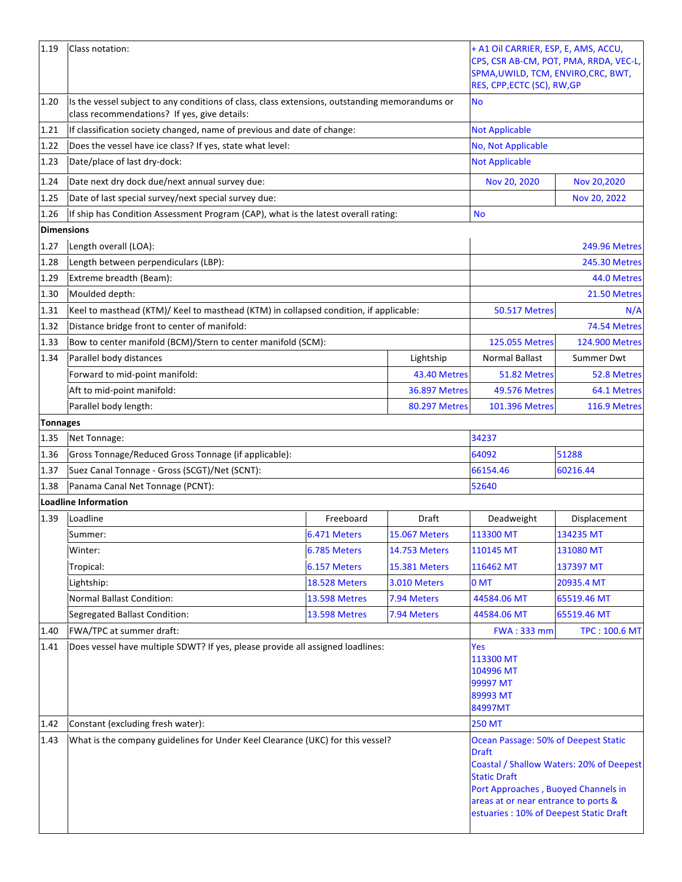| No. | Item | | | | |
|---|---|---|---|---|---|
| 1.19 | Class notation: | | | + A1 Oil CARRIER, ESP, E, AMS, ACCU, CPS, CSR AB-CM, POT, PMA, RRDA, VEC-L, SPMA,UWILD, TCM, ENVIRO,CRC, BWT, RES, CPP,ECTC (SC), RW,GP | |
| 1.20 | Is the vessel subject to any conditions of class, class extensions, outstanding memorandums or class recommendations? If yes, give details: | | | No | |
| 1.21 | If classification society changed, name of previous and date of change: | | | Not Applicable | |
| 1.22 | Does the vessel have ice class? If yes, state what level: | | | No, Not Applicable | |
| 1.23 | Date/place of last dry-dock: | | | Not Applicable | |
| 1.24 | Date next dry dock due/next annual survey due: | | | Nov 20, 2020 | Nov 20,2020 |
| 1.25 | Date of last special survey/next special survey due: | | | | Nov 20, 2022 |
| 1.26 | If ship has Condition Assessment Program (CAP), what is the latest overall rating: | | | No | |
| **Dimensions** | | | | | |
| 1.27 | Length overall (LOA): | | | | 249.96 Metres |
| 1.28 | Length between perpendiculars (LBP): | | | | 245.30 Metres |
| 1.29 | Extreme breadth (Beam): | | | | 44.0 Metres |
| 1.30 | Moulded depth: | | | | 21.50 Metres |
| 1.31 | Keel to masthead (KTM)/ Keel to masthead (KTM) in collapsed condition, if applicable: | | | 50.517 Metres | N/A |
| 1.32 | Distance bridge front to center of manifold: | | | | 74.54 Metres |
| 1.33 | Bow to center manifold (BCM)/Stern to center manifold (SCM): | | | 125.055 Metres | 124.900 Metres |
| 1.34 | Parallel body distances | | Lightship | Normal Ballast | Summer Dwt |
| | Forward to mid-point manifold: | | 43.40 Metres | 51.82 Metres | 52.8 Metres |
| | Aft to mid-point manifold: | | 36.897 Metres | 49.576 Metres | 64.1 Metres |
| | Parallel body length: | | 80.297 Metres | 101.396 Metres | 116.9 Metres |
| **Tonnages** | | | | | |
| 1.35 | Net Tonnage: | | | 34237 | |
| 1.36 | Gross Tonnage/Reduced Gross Tonnage (if applicable): | | | 64092 | 51288 |
| 1.37 | Suez Canal Tonnage - Gross (SCGT)/Net (SCNT): | | | 66154.46 | 60216.44 |
| 1.38 | Panama Canal Net Tonnage (PCNT): | | | 52640 | |
| **Loadline Information** | | | | | |
| 1.39 | Loadline | Freeboard | Draft | Deadweight | Displacement |
| | Summer: | 6.471 Meters | 15.067 Meters | 113300 MT | 134235 MT |
| | Winter: | 6.785 Meters | 14.753 Meters | 110145 MT | 131080 MT |
| | Tropical: | 6.157 Meters | 15.381 Meters | 116462 MT | 137397 MT |
| | Lightship: | 18.528 Meters | 3.010 Meters | 0 MT | 20935.4 MT |
| | Normal Ballast Condition: | 13.598 Metres | 7.94 Meters | 44584.06 MT | 65519.46 MT |
| | Segregated Ballast Condition: | 13.598 Metres | 7.94 Meters | 44584.06 MT | 65519.46 MT |
| 1.40 | FWA/TPC at summer draft: | | | FWA : 333 mm | TPC : 100.6 MT |
| 1.41 | Does vessel have multiple SDWT? If yes, please provide all assigned loadlines: | | | Yes<br>113300 MT<br>104996 MT<br>99997 MT<br>89993 MT<br>84997MT | |
| 1.42 | Constant (excluding fresh water): | | | 250 MT | |
| 1.43 | What is the company guidelines for Under Keel Clearance (UKC) for this vessel? | | | Ocean Passage: 50% of Deepest Static Draft<br>Coastal / Shallow Waters: 20% of Deepest Static Draft<br>Port Approaches , Buoyed Channels in areas at or near entrance to ports & estuaries : 10% of Deepest Static Draft | |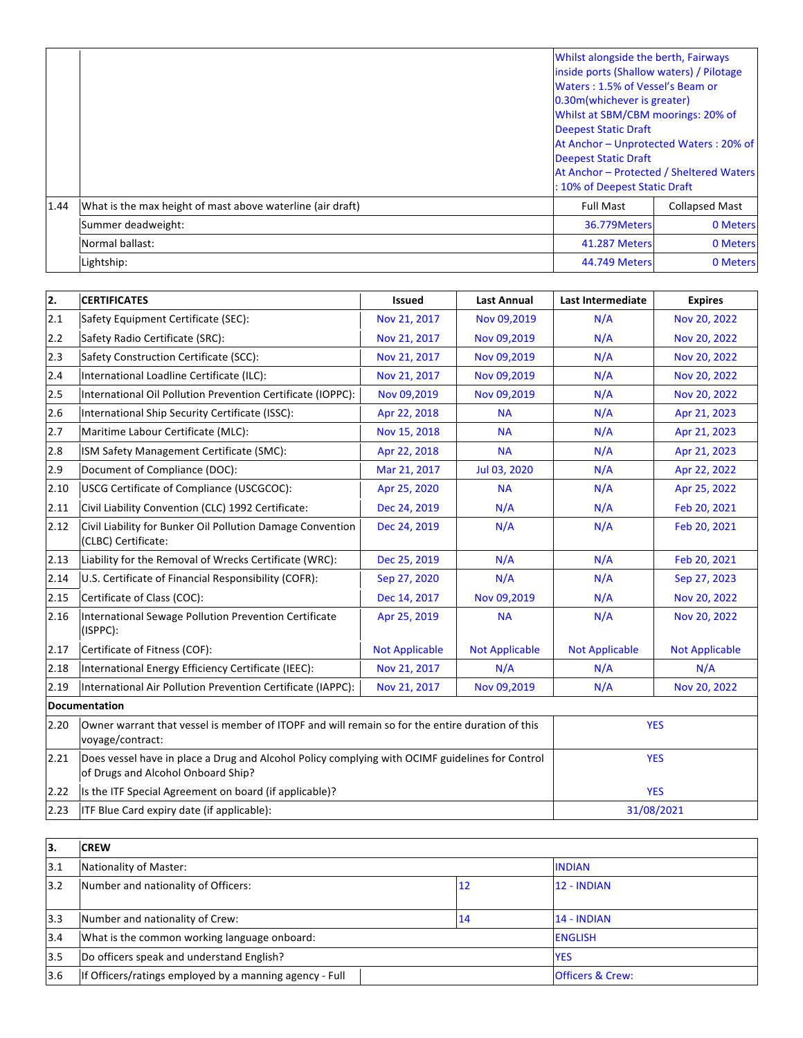| | | | |
|---|---|---|---|
| | | Whilst alongside the berth, Fairways inside ports (Shallow waters) / Pilotage Waters : 1.5% of Vessel's Beam or 0.30m(whichever is greater)<br>Whilst at SBM/CBM moorings: 20% of Deepest Static Draft<br>At Anchor – Unprotected Waters : 20% of Deepest Static Draft<br>At Anchor – Protected / Sheltered Waters : 10% of Deepest Static Draft | |
| 1.44 | What is the max height of mast above waterline (air draft) | Full Mast | Collapsed Mast |
| | Summer deadweight: | 36.779Meters | 0 Meters |
| | Normal ballast: | 41.287 Meters | 0 Meters |
| | Lightship: | 44.749 Meters | 0 Meters |

| 2. | CERTIFICATES | Issued | Last Annual | Last Intermediate | Expires |
|---|---|---|---|---|---|
| 2.1 | Safety Equipment Certificate (SEC): | Nov 21, 2017 | Nov 09,2019 | N/A | Nov 20, 2022 |
| 2.2 | Safety Radio Certificate (SRC): | Nov 21, 2017 | Nov 09,2019 | N/A | Nov 20, 2022 |
| 2.3 | Safety Construction Certificate (SCC): | Nov 21, 2017 | Nov 09,2019 | N/A | Nov 20, 2022 |
| 2.4 | International Loadline Certificate (ILC): | Nov 21, 2017 | Nov 09,2019 | N/A | Nov 20, 2022 |
| 2.5 | International Oil Pollution Prevention Certificate (IOPPC): | Nov 09,2019 | Nov 09,2019 | N/A | Nov 20, 2022 |
| 2.6 | International Ship Security Certificate (ISSC): | Apr 22, 2018 | NA | N/A | Apr 21, 2023 |
| 2.7 | Maritime Labour Certificate (MLC): | Nov 15, 2018 | NA | N/A | Apr 21, 2023 |
| 2.8 | ISM Safety Management Certificate (SMC): | Apr 22, 2018 | NA | N/A | Apr 21, 2023 |
| 2.9 | Document of Compliance (DOC): | Mar 21, 2017 | Jul 03, 2020 | N/A | Apr 22, 2022 |
| 2.10 | USCG Certificate of Compliance (USCGCOC): | Apr 25, 2020 | NA | N/A | Apr 25, 2022 |
| 2.11 | Civil Liability Convention (CLC) 1992 Certificate: | Dec 24, 2019 | N/A | N/A | Feb 20, 2021 |
| 2.12 | Civil Liability for Bunker Oil Pollution Damage Convention (CLBC) Certificate: | Dec 24, 2019 | N/A | N/A | Feb 20, 2021 |
| 2.13 | Liability for the Removal of Wrecks Certificate (WRC): | Dec 25, 2019 | N/A | N/A | Feb 20, 2021 |
| 2.14 | U.S. Certificate of Financial Responsibility (COFR): | Sep 27, 2020 | N/A | N/A | Sep 27, 2023 |
| 2.15 | Certificate of Class (COC): | Dec 14, 2017 | Nov 09,2019 | N/A | Nov 20, 2022 |
| 2.16 | International Sewage Pollution Prevention Certificate (ISPPC): | Apr 25, 2019 | NA | N/A | Nov 20, 2022 |
| 2.17 | Certificate of Fitness (COF): | Not Applicable | Not Applicable | Not Applicable | Not Applicable |
| 2.18 | International Energy Efficiency Certificate (IEEC): | Nov 21, 2017 | N/A | N/A | N/A |
| 2.19 | International Air Pollution Prevention Certificate (IAPPC): | Nov 21, 2017 | Nov 09,2019 | N/A | Nov 20, 2022 |
| **Documentation** | | | | | |
| 2.20 | Owner warrant that vessel is member of ITOPF and will remain so for the entire duration of this voyage/contract: | | | YES | |
| 2.21 | Does vessel have in place a Drug and Alcohol Policy complying with OCIMF guidelines for Control of Drugs and Alcohol Onboard Ship? | | | YES | |
| 2.22 | Is the ITF Special Agreement on board (if applicable)? | | | YES | |
| 2.23 | ITF Blue Card expiry date (if applicable): | | | 31/08/2021 | |

| 3. | CREW | | |
|---|---|---|---|
| 3.1 | Nationality of Master: | | INDIAN |
| 3.2 | Number and nationality of Officers: | 12 | 12 - INDIAN |
| 3.3 | Number and nationality of Crew: | 14 | 14 - INDIAN |
| 3.4 | What is the common working language onboard: | | ENGLISH |
| 3.5 | Do officers speak and understand English? | | YES |
| 3.6 | If Officers/ratings employed by a manning agency - Full | | Officers & Crew: |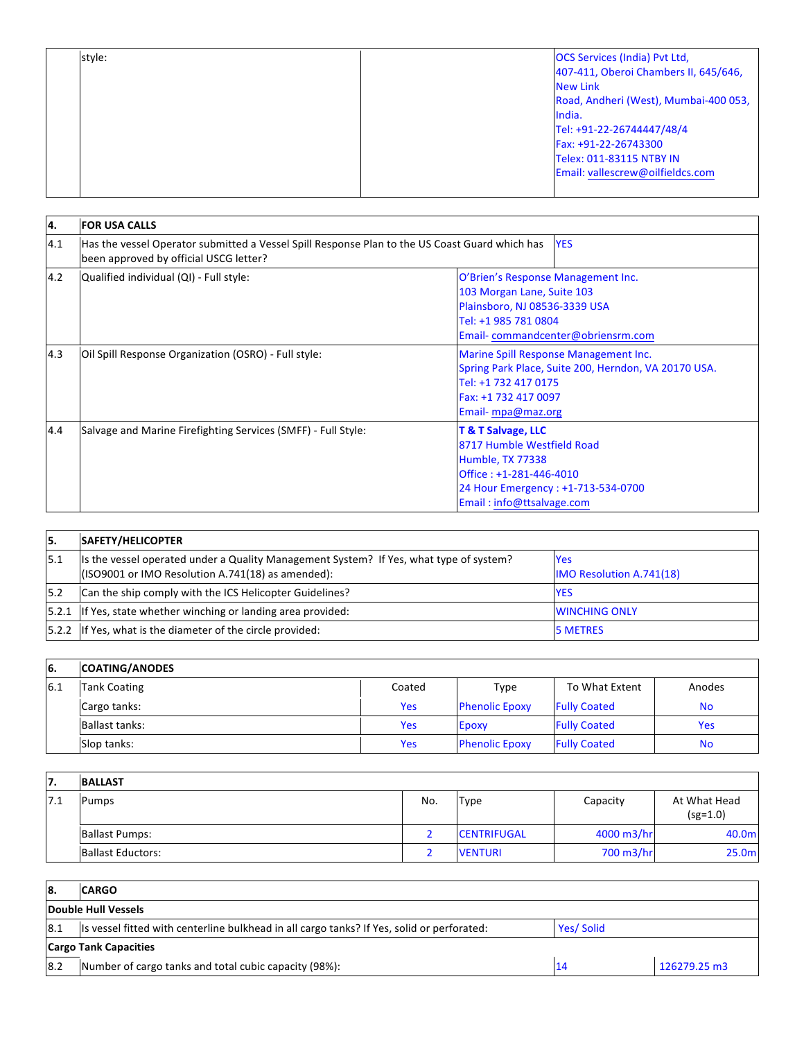| | style: | | OCS Services (India) Pvt Ltd,<br>407-411, Oberoi Chambers II, 645/646, New Link<br>Road, Andheri (West), Mumbai-400 053, India.<br>Tel: +91-22-26744447/48/4<br>Fax: +91-22-26743300<br>Telex: 011-83115 NTBY IN<br>Email: vallescrew@oilfieldcs.com |
|---|---|---|---|

| 4. | FOR USA CALLS | |
|---|---|---|
| 4.1 | Has the vessel Operator submitted a Vessel Spill Response Plan to the US Coast Guard which has been approved by official USCG letter? | YES |
| 4.2 | Qualified individual (QI) - Full style: | O'Brien's Response Management Inc.<br>103 Morgan Lane, Suite 103<br>Plainsboro, NJ 08536-3339 USA<br>Tel: +1 985 781 0804<br>Email- commandcenter@obriensrm.com |
| 4.3 | Oil Spill Response Organization (OSRO) - Full style: | Marine Spill Response Management Inc.<br>Spring Park Place, Suite 200, Herndon, VA 20170 USA.<br>Tel: +1 732 417 0175<br>Fax: +1 732 417 0097<br>Email- mpa@maz.org |
| 4.4 | Salvage and Marine Firefighting Services (SMFF) - Full Style: | **T & T Salvage, LLC**<br>8717 Humble Westfield Road<br>Humble, TX 77338<br>Office : +1-281-446-4010<br>24 Hour Emergency : +1-713-534-0700<br>Email : info@ttsalvage.com |

| 5. | SAFETY/HELICOPTER | |
|---|---|---|
| 5.1 | Is the vessel operated under a Quality Management System? If Yes, what type of system? (ISO9001 or IMO Resolution A.741(18) as amended): | Yes<br>IMO Resolution A.741(18) |
| 5.2 | Can the ship comply with the ICS Helicopter Guidelines? | YES |
| 5.2.1 | If Yes, state whether winching or landing area provided: | WINCHING ONLY |
| 5.2.2 | If Yes, what is the diameter of the circle provided: | 5 METRES |

| 6. | COATING/ANODES | | | | |
|---|---|---|---|---|---|
| 6.1 | Tank Coating | Coated | Type | To What Extent | Anodes |
| | Cargo tanks: | Yes | Phenolic Epoxy | Fully Coated | No |
| | Ballast tanks: | Yes | Epoxy | Fully Coated | Yes |
| | Slop tanks: | Yes | Phenolic Epoxy | Fully Coated | No |

| 7. | BALLAST | | | | |
|---|---|---|---|---|---|
| 7.1 | Pumps | No. | Type | Capacity | At What Head (sg=1.0) |
| | Ballast Pumps: | 2 | CENTRIFUGAL | 4000 m3/hr | 40.0m |
| | Ballast Eductors: | 2 | VENTURI | 700 m3/hr | 25.0m |

| 8. | CARGO | | |
|---|---|---|---|
| **Double Hull Vessels** | | | |
| 8.1 | Is vessel fitted with centerline bulkhead in all cargo tanks? If Yes, solid or perforated: | Yes/ Solid | |
| **Cargo Tank Capacities** | | | |
| 8.2 | Number of cargo tanks and total cubic capacity (98%): | 14 | 126279.25 m3 |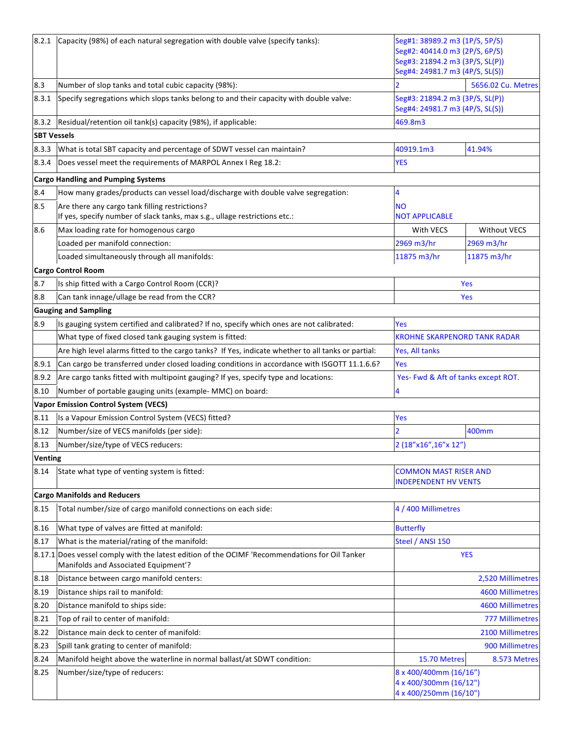| | | | |
|---|---|---|---|
| 8.2.1 | Capacity (98%) of each natural segregation with double valve (specify tanks): | Seg#1: 38989.2 m3 (1P/S, 5P/S)<br>Seg#2: 40414.0 m3 (2P/S, 6P/S)<br>Seg#3: 21894.2 m3 (3P/S, SL(P))<br>Seg#4: 24981.7 m3 (4P/S, SL(S)) | |
| 8.3 | Number of slop tanks and total cubic capacity (98%): | 2 | 5656.02 Cu. Metres |
| 8.3.1 | Specify segregations which slops tanks belong to and their capacity with double valve: | Seg#3: 21894.2 m3 (3P/S, SL(P))<br>Seg#4: 24981.7 m3 (4P/S, SL(S)) | |
| 8.3.2 | Residual/retention oil tank(s) capacity (98%), if applicable: | 469.8m3 | |
| **SBT Vessels** | | | |
| 8.3.3 | What is total SBT capacity and percentage of SDWT vessel can maintain? | 40919.1m3 | 41.94% |
| 8.3.4 | Does vessel meet the requirements of MARPOL Annex I Reg 18.2: | YES | |
| **Cargo Handling and Pumping Systems** | | | |
| 8.4 | How many grades/products can vessel load/discharge with double valve segregation: | 4 | |
| 8.5 | Are there any cargo tank filling restrictions?<br>If yes, specify number of slack tanks, max s.g., ullage restrictions etc.: | NO<br>NOT APPLICABLE | |
| 8.6 | Max loading rate for homogenous cargo | With VECS | Without VECS |
| | Loaded per manifold connection: | 2969 m3/hr | 2969 m3/hr |
| | Loaded simultaneously through all manifolds: | 11875 m3/hr | 11875 m3/hr |
| **Cargo Control Room** | | | |
| 8.7 | Is ship fitted with a Cargo Control Room (CCR)? | Yes | |
| 8.8 | Can tank innage/ullage be read from the CCR? | Yes | |
| **Gauging and Sampling** | | | |
| 8.9 | Is gauging system certified and calibrated? If no, specify which ones are not calibrated: | Yes | |
| | What type of fixed closed tank gauging system is fitted: | KROHNE SKARPENORD TANK RADAR | |
| | Are high level alarms fitted to the cargo tanks? If Yes, indicate whether to all tanks or partial: | Yes, All tanks | |
| 8.9.1 | Can cargo be transferred under closed loading conditions in accordance with ISGOTT 11.1.6.6? | Yes | |
| 8.9.2 | Are cargo tanks fitted with multipoint gauging? If yes, specify type and locations: | Yes- Fwd & Aft of tanks except ROT. | |
| 8.10 | Number of portable gauging units (example- MMC) on board: | 4 | |
| **Vapor Emission Control System (VECS)** | | | |
| 8.11 | Is a Vapour Emission Control System (VECS) fitted? | Yes | |
| 8.12 | Number/size of VECS manifolds (per side): | 2 | 400mm |
| 8.13 | Number/size/type of VECS reducers: | 2 (18"x16",16"x 12") | |
| **Venting** | | | |
| 8.14 | State what type of venting system is fitted: | COMMON MAST RISER AND INDEPENDENT HV VENTS | |
| **Cargo Manifolds and Reducers** | | | |
| 8.15 | Total number/size of cargo manifold connections on each side: | 4 / 400 Millimetres | |
| 8.16 | What type of valves are fitted at manifold: | Butterfly | |
| 8.17 | What is the material/rating of the manifold: | Steel / ANSI 150 | |
| 8.17.1 | Does vessel comply with the latest edition of the OCIMF 'Recommendations for Oil Tanker Manifolds and Associated Equipment'? | YES | |
| 8.18 | Distance between cargo manifold centers: | 2,520 Millimetres | |
| 8.19 | Distance ships rail to manifold: | 4600 Millimetres | |
| 8.20 | Distance manifold to ships side: | 4600 Millimetres | |
| 8.21 | Top of rail to center of manifold: | 777 Millimetres | |
| 8.22 | Distance main deck to center of manifold: | 2100 Millimetres | |
| 8.23 | Spill tank grating to center of manifold: | 900 Millimetres | |
| 8.24 | Manifold height above the waterline in normal ballast/at SDWT condition: | 15.70 Metres | 8.573 Metres |
| 8.25 | Number/size/type of reducers: | 8 x 400/400mm (16/16")<br>4 x 400/300mm (16/12")<br>4 x 400/250mm (16/10") | |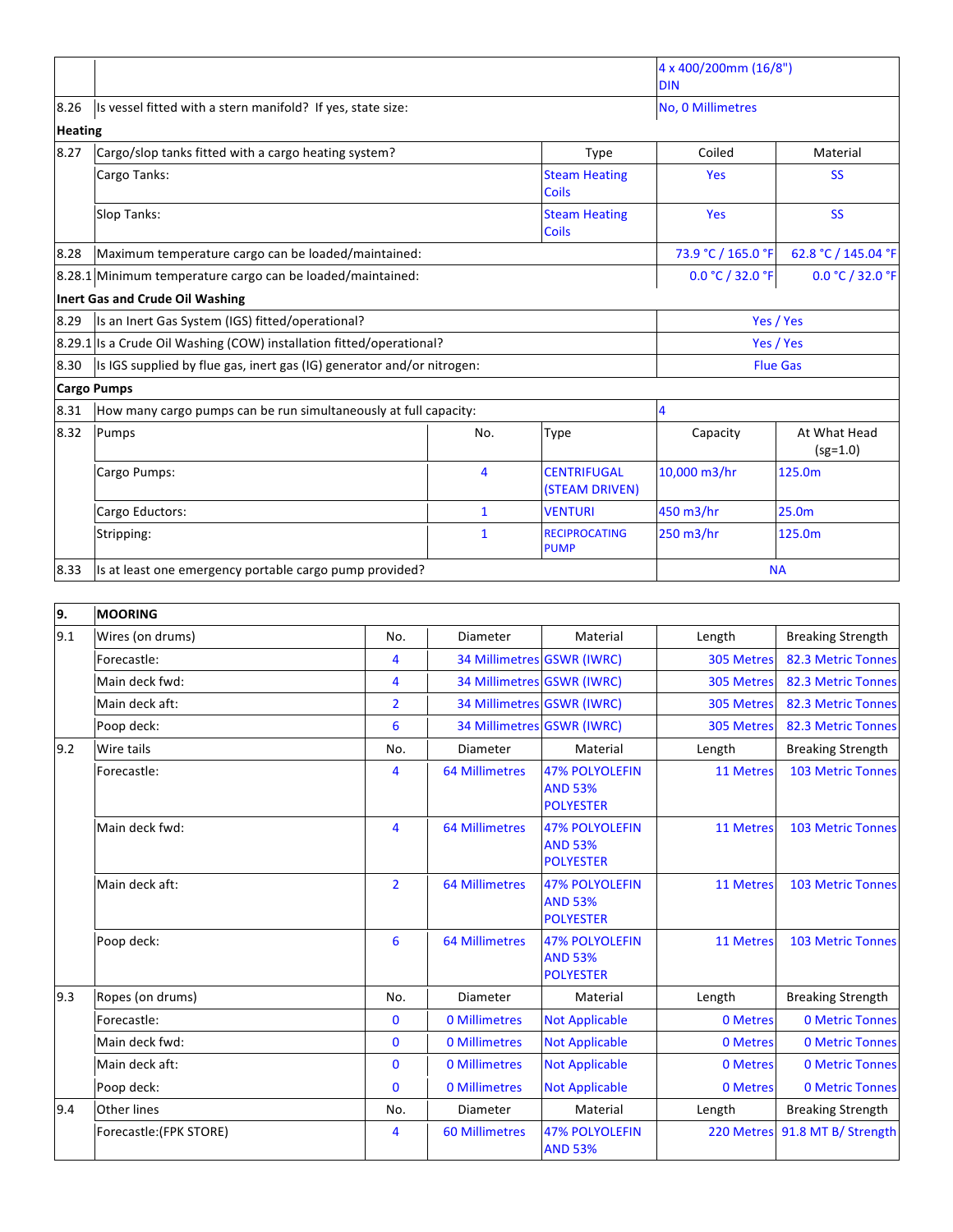| | | | | | |
|---|---|---|---|---|---|
| | | | | 4 x 400/200mm (16/8") DIN | |
| 8.26 | Is vessel fitted with a stern manifold? If yes, state size: | | | No, 0 Millimetres | |
| **Heating** | | | | | |
| 8.27 | Cargo/slop tanks fitted with a cargo heating system? | | Type | Coiled | Material |
| | Cargo Tanks: | | Steam Heating Coils | Yes | SS |
| | Slop Tanks: | | Steam Heating Coils | Yes | SS |
| 8.28 | Maximum temperature cargo can be loaded/maintained: | | | 73.9 °C / 165.0 °F | 62.8 °C / 145.04 °F |
| 8.28.1 | Minimum temperature cargo can be loaded/maintained: | | | 0.0 °C / 32.0 °F | 0.0 °C / 32.0 °F |
| **Inert Gas and Crude Oil Washing** | | | | | |
| 8.29 | Is an Inert Gas System (IGS) fitted/operational? | | | Yes / Yes | |
| 8.29.1 | Is a Crude Oil Washing (COW) installation fitted/operational? | | | Yes / Yes | |
| 8.30 | Is IGS supplied by flue gas, inert gas (IG) generator and/or nitrogen: | | | Flue Gas | |
| **Cargo Pumps** | | | | | |
| 8.31 | How many cargo pumps can be run simultaneously at full capacity: | | | 4 | |
| 8.32 | Pumps | No. | Type | Capacity | At What Head (sg=1.0) |
| | Cargo Pumps: | 4 | CENTRIFUGAL (STEAM DRIVEN) | 10,000 m3/hr | 125.0m |
| | Cargo Eductors: | 1 | VENTURI | 450 m3/hr | 25.0m |
| | Stripping: | 1 | RECIPROCATING PUMP | 250 m3/hr | 125.0m |
| 8.33 | Is at least one emergency portable cargo pump provided? | | | NA | |

| 9. | MOORING | | | | | |
|---|---|---|---|---|---|---|
| 9.1 | Wires (on drums) | No. | Diameter | Material | Length | Breaking Strength |
| | Forecastle: | 4 | 34 Millimetres | GSWR (IWRC) | 305 Metres | 82.3 Metric Tonnes |
| | Main deck fwd: | 4 | 34 Millimetres | GSWR (IWRC) | 305 Metres | 82.3 Metric Tonnes |
| | Main deck aft: | 2 | 34 Millimetres | GSWR (IWRC) | 305 Metres | 82.3 Metric Tonnes |
| | Poop deck: | 6 | 34 Millimetres | GSWR (IWRC) | 305 Metres | 82.3 Metric Tonnes |
| 9.2 | Wire tails | No. | Diameter | Material | Length | Breaking Strength |
| | Forecastle: | 4 | 64 Millimetres | 47% POLYOLEFIN AND 53% POLYESTER | 11 Metres | 103 Metric Tonnes |
| | Main deck fwd: | 4 | 64 Millimetres | 47% POLYOLEFIN AND 53% POLYESTER | 11 Metres | 103 Metric Tonnes |
| | Main deck aft: | 2 | 64 Millimetres | 47% POLYOLEFIN AND 53% POLYESTER | 11 Metres | 103 Metric Tonnes |
| | Poop deck: | 6 | 64 Millimetres | 47% POLYOLEFIN AND 53% POLYESTER | 11 Metres | 103 Metric Tonnes |
| 9.3 | Ropes (on drums) | No. | Diameter | Material | Length | Breaking Strength |
| | Forecastle: | 0 | 0 Millimetres | Not Applicable | 0 Metres | 0 Metric Tonnes |
| | Main deck fwd: | 0 | 0 Millimetres | Not Applicable | 0 Metres | 0 Metric Tonnes |
| | Main deck aft: | 0 | 0 Millimetres | Not Applicable | 0 Metres | 0 Metric Tonnes |
| | Poop deck: | 0 | 0 Millimetres | Not Applicable | 0 Metres | 0 Metric Tonnes |
| 9.4 | Other lines | No. | Diameter | Material | Length | Breaking Strength |
| | Forecastle:(FPK STORE) | 4 | 60 Millimetres | 47% POLYOLEFIN AND 53% | 220 Metres | 91.8 MT B/ Strength |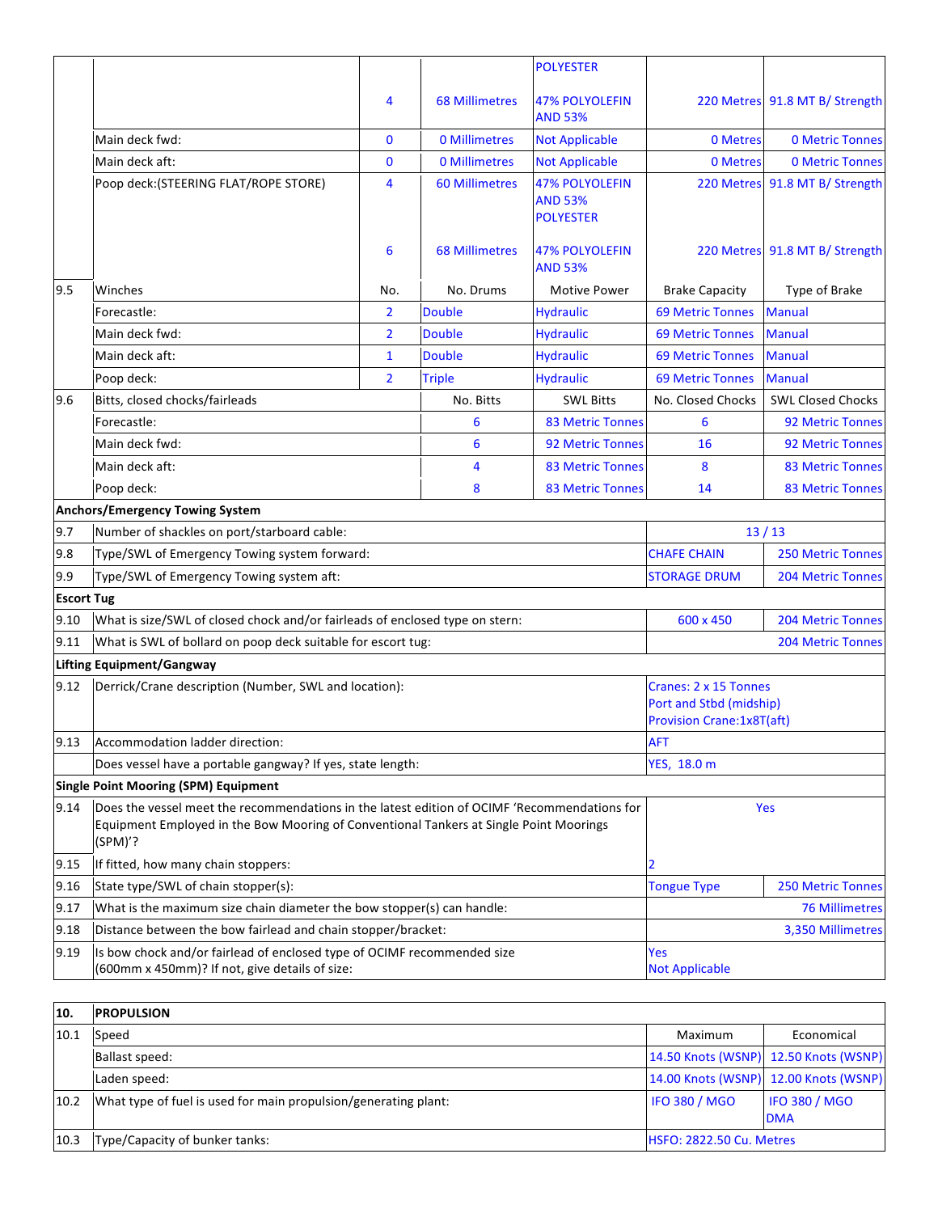| | | | | | | |
|---|---|---|---|---|---|---|
| | | | | POLYESTER | | |
| | | 4 | 68 Millimetres | 47% POLYOLEFIN AND 53% | 220 Metres | 91.8 MT B/ Strength |
| | Main deck fwd: | 0 | 0 Millimetres | Not Applicable | 0 Metres | 0 Metric Tonnes |
| | Main deck aft: | 0 | 0 Millimetres | Not Applicable | 0 Metres | 0 Metric Tonnes |
| | Poop deck:(STEERING FLAT/ROPE STORE) | 4 | 60 Millimetres | 47% POLYOLEFIN AND 53% POLYESTER | 220 Metres | 91.8 MT B/ Strength |
| | | 6 | 68 Millimetres | 47% POLYOLEFIN AND 53% | 220 Metres | 91.8 MT B/ Strength |
| 9.5 | Winches | No. | No. Drums | Motive Power | Brake Capacity | Type of Brake |
| | Forecastle: | 2 | Double | Hydraulic | 69 Metric Tonnes | Manual |
| | Main deck fwd: | 2 | Double | Hydraulic | 69 Metric Tonnes | Manual |
| | Main deck aft: | 1 | Double | Hydraulic | 69 Metric Tonnes | Manual |
| | Poop deck: | 2 | Triple | Hydraulic | 69 Metric Tonnes | Manual |
| 9.6 | Bitts, closed chocks/fairleads | | No. Bitts | SWL Bitts | No. Closed Chocks | SWL Closed Chocks |
| | Forecastle: | | 6 | 83 Metric Tonnes | 6 | 92 Metric Tonnes |
| | Main deck fwd: | | 6 | 92 Metric Tonnes | 16 | 92 Metric Tonnes |
| | Main deck aft: | | 4 | 83 Metric Tonnes | 8 | 83 Metric Tonnes |
| | Poop deck: | | 8 | 83 Metric Tonnes | 14 | 83 Metric Tonnes |
| **Anchors/Emergency Towing System** | | | | | | |
| 9.7 | Number of shackles on port/starboard cable: | | | | 13 / 13 | |
| 9.8 | Type/SWL of Emergency Towing system forward: | | | | CHAFE CHAIN | 250 Metric Tonnes |
| 9.9 | Type/SWL of Emergency Towing system aft: | | | | STORAGE DRUM | 204 Metric Tonnes |
| **Escort Tug** | | | | | | |
| 9.10 | What is size/SWL of closed chock and/or fairleads of enclosed type on stern: | | | | 600 x 450 | 204 Metric Tonnes |
| 9.11 | What is SWL of bollard on poop deck suitable for escort tug: | | | | | 204 Metric Tonnes |
| **Lifting Equipment/Gangway** | | | | | | |
| 9.12 | Derrick/Crane description (Number, SWL and location): | | | | Cranes: 2 x 15 Tonnes Port and Stbd (midship) Provision Crane:1x8T(aft) | |
| 9.13 | Accommodation ladder direction: | | | | AFT | |
| | Does vessel have a portable gangway? If yes, state length: | | | | YES, 18.0 m | |
| **Single Point Mooring (SPM) Equipment** | | | | | | |
| 9.14 | Does the vessel meet the recommendations in the latest edition of OCIMF 'Recommendations for Equipment Employed in the Bow Mooring of Conventional Tankers at Single Point Moorings (SPM)'? | | | | Yes | |
| 9.15 | If fitted, how many chain stoppers: | | | | 2 | |
| 9.16 | State type/SWL of chain stopper(s): | | | | Tongue Type | 250 Metric Tonnes |
| 9.17 | What is the maximum size chain diameter the bow stopper(s) can handle: | | | | | 76 Millimetres |
| 9.18 | Distance between the bow fairlead and chain stopper/bracket: | | | | | 3,350 Millimetres |
| 9.19 | Is bow chock and/or fairlead of enclosed type of OCIMF recommended size (600mm x 450mm)? If not, give details of size: | | | | Yes Not Applicable | |

| **10.** | **PROPULSION** | | |
|---|---|---|---|
| 10.1 | Speed | Maximum | Economical |
| | Ballast speed: | 14.50 Knots (WSNP) | 12.50 Knots (WSNP) |
| | Laden speed: | 14.00 Knots (WSNP) | 12.00 Knots (WSNP) |
| 10.2 | What type of fuel is used for main propulsion/generating plant: | IFO 380 / MGO | IFO 380 / MGO DMA |
| 10.3 | Type/Capacity of bunker tanks: | HSFO: 2822.50 Cu. Metres | |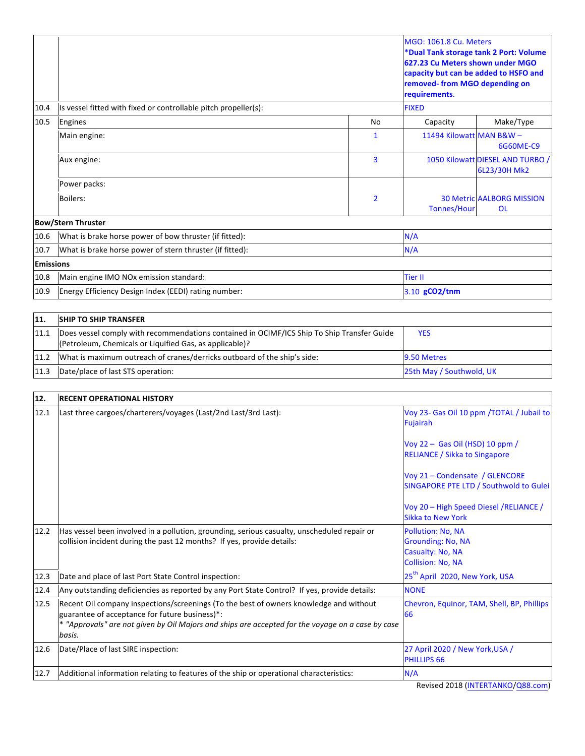| | | | | | |
|---|---|---|---|---|---|
| | | | | MGO: 1061.8 Cu. Meters **\*Dual Tank storage tank 2 Port: Volume 627.23 Cu Meters shown under MGO capacity but can be added to HSFO and removed- from MGO depending on requirements.** | |
| 10.4 | Is vessel fitted with fixed or controllable pitch propeller(s): | | | FIXED | |
| 10.5 | Engines | | No | Capacity | Make/Type |
| | Main engine: | | 1 | 11494 Kilowatt | MAN B&W – 6G60ME-C9 |
| | Aux engine: | | 3 | 1050 Kilowatt | DIESEL AND TURBO / 6L23/30H Mk2 |
| | Power packs: | | | | |
| | Boilers: | | 2 | 30 Metric Tonnes/Hour | AALBORG MISSION OL |
| **Bow/Stern Thruster** | | | | | |
| 10.6 | What is brake horse power of bow thruster (if fitted): | | | N/A | |
| 10.7 | What is brake horse power of stern thruster (if fitted): | | | N/A | |
| **Emissions** | | | | | |
| 10.8 | Main engine IMO NOx emission standard: | | | Tier II | |
| 10.9 | Energy Efficiency Design Index (EEDI) rating number: | | | 3.10 **$gCO_2$/tnm** | |

| **11.** | **SHIP TO SHIP TRANSFER** | |
|---|---|---|
| 11.1 | Does vessel comply with recommendations contained in OCIMF/ICS Ship To Ship Transfer Guide (Petroleum, Chemicals or Liquified Gas, as applicable)? | YES |
| 11.2 | What is maximum outreach of cranes/derricks outboard of the ship's side: | 9.50 Metres |
| 11.3 | Date/place of last STS operation: | 25th May / Southwold, UK |

| **12.** | **RECENT OPERATIONAL HISTORY** | |
|---|---|---|
| 12.1 | Last three cargoes/charterers/voyages (Last/2nd Last/3rd Last): | Voy 23- Gas Oil 10 ppm /TOTAL / Jubail to Fujairah<br><br>Voy 22 – Gas Oil (HSD) 10 ppm / RELIANCE / Sikka to Singapore<br><br>Voy 21 – Condensate / GLENCORE SINGAPORE PTE LTD / Southwold to Gulei<br><br>Voy 20 – High Speed Diesel /RELIANCE / Sikka to New York |
| 12.2 | Has vessel been involved in a pollution, grounding, serious casualty, unscheduled repair or collision incident during the past 12 months? If yes, provide details: | Pollution: No, NA<br>Grounding: No, NA<br>Casualty: No, NA<br>Collision: No, NA |
| 12.3 | Date and place of last Port State Control inspection: | 25th April 2020, New York, USA |
| 12.4 | Any outstanding deficiencies as reported by any Port State Control? If yes, provide details: | NONE |
| 12.5 | Recent Oil company inspections/screenings (To the best of owners knowledge and without guarantee of acceptance for future business)*:<br>*\* "Approvals" are not given by Oil Majors and ships are accepted for the voyage on a case by case basis.* | Chevron, Equinor, TAM, Shell, BP, Phillips 66 |
| 12.6 | Date/Place of last SIRE inspection: | 27 April 2020 / New York,USA / PHILLIPS 66 |
| 12.7 | Additional information relating to features of the ship or operational characteristics: | N/A |

Revised 2018 (INTERTANKO/Q88.com)